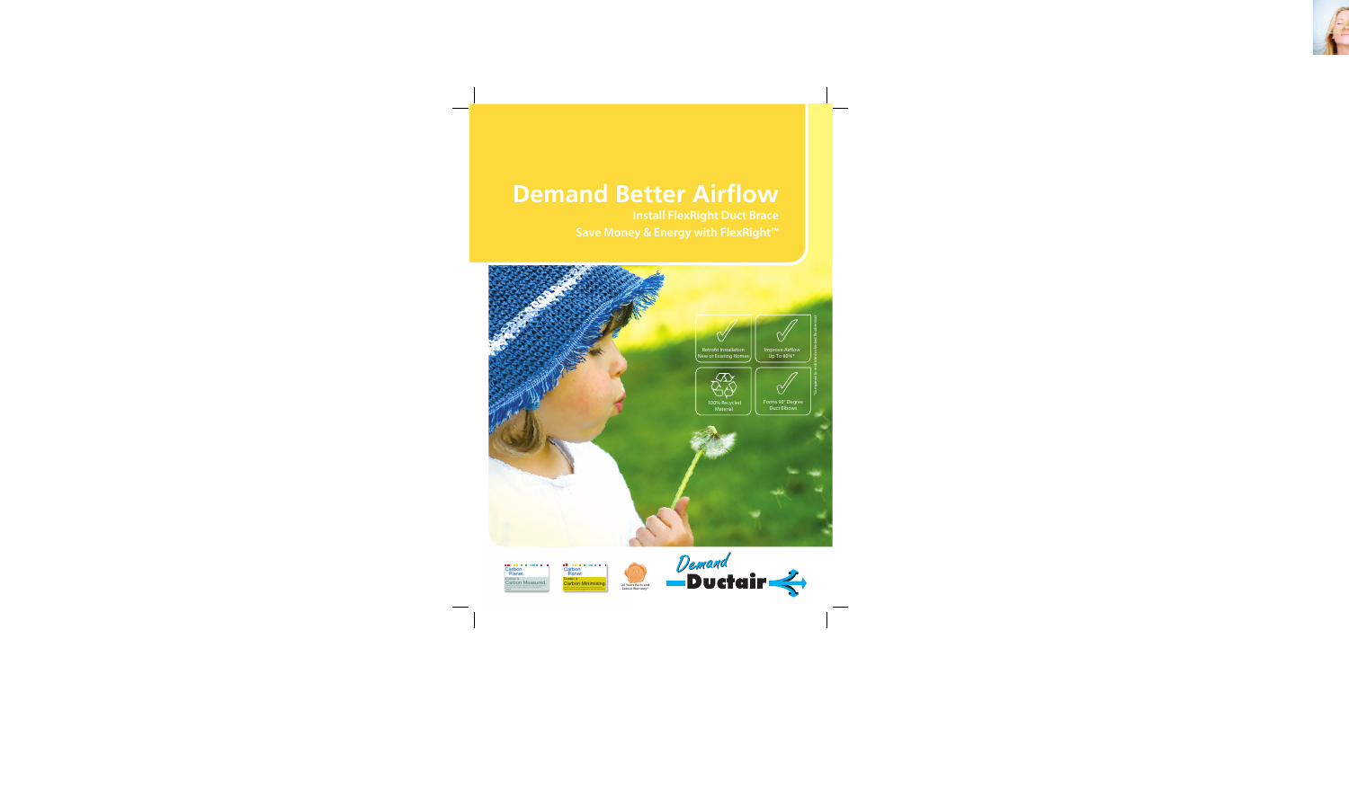# Demand Better Airflow

**Install FlexRight Duct Brace**

**Save Money & Energy with FlexRight™**

- Retrofit Installation New or Existing Homes
- Improve Airflow Up To 80%*
- 100% Recycled Material
- Forms 90° Degree Duct Elbows

Carbon Planet – Carbon Measured

Carbon Planet – Carbon Minimising

20 Years Parts and Labour Warranty*

Demand Ductair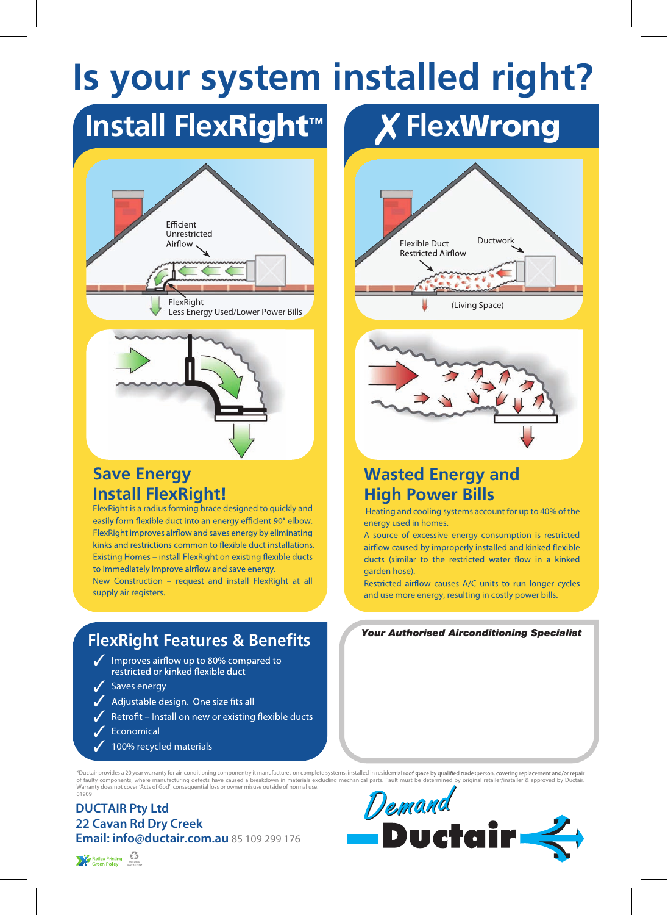# Is your system installed right?

## Install FlexRight™

Efficient Unrestricted Airflow

FlexRight
Less Energy Used/Lower Power Bills

### Save Energy Install FlexRight!

FlexRight is a radius forming brace designed to quickly and easily form flexible duct into an energy efficient 90° elbow. FlexRight improves airflow and saves energy by eliminating kinks and restrictions common to flexible duct installations. Existing Homes – install FlexRight on existing flexible ducts to immediately improve airflow and save energy. New Construction – request and install FlexRight at all supply air registers.

## ✗ FlexWrong

Flexible Duct Restricted Airflow

Ductwork

(Living Space)

### Wasted Energy and High Power Bills

Heating and cooling systems account for up to 40% of the energy used in homes.

A source of excessive energy consumption is restricted airflow caused by improperly installed and kinked flexible ducts (similar to the restricted water flow in a kinked garden hose).

Restricted airflow causes A/C units to run longer cycles and use more energy, resulting in costly power bills.

## FlexRight Features & Benefits

- ✓ Improves airflow up to 80% compared to restricted or kinked flexible duct
- ✓ Saves energy
- ✓ Adjustable design. One size fits all
- ✓ Retrofit – Install on new or existing flexible ducts
- ✓ Economical
- ✓ 100% recycled materials

***Your Authorised Airconditioning Specialist***

*Ductair provides a 20 year warranty for air-conditioning componentry it manufactures on complete systems, installed in residential roof space by qualified tradesperson, covering replacement and/or repair of faulty components, where manufacturing defects have caused a breakdown in materials excluding mechanical parts. Fault must be determined by original retailer/installer & approved by Ductair. Warranty does not cover 'Acts of God', consequential loss or owner misuse outside of normal use.
01909

**DUCTAIR Pty Ltd**
**22 Cavan Rd Dry Creek**
**Email: info@ductair.com.au** 85 109 299 176

Demand Ductair